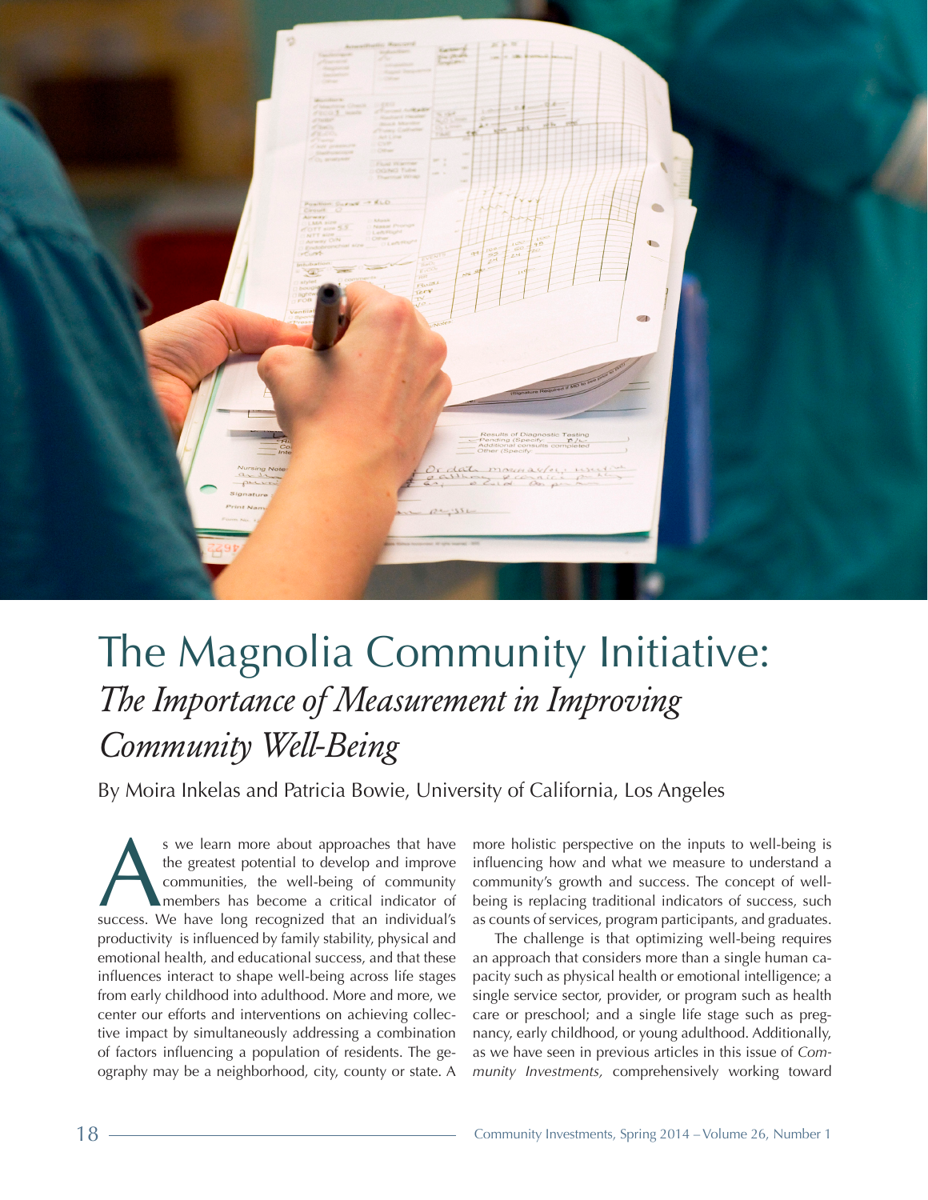# The Magnolia Community Initiative:

## *The Importance of Measurement in Improving Community Well-Being*

By Moira Inkelas and Patricia Bowie, University of California, Los Angeles

As we learn more about approaches that have the greatest potential to develop and improve communities, the well-being of community members has become a critical indicator of success. We have long recognized that an individual's productivity is influenced by family stability, physical and emotional health, and educational success, and that these influences interact to shape well-being across life stages from early childhood into adulthood. More and more, we center our efforts and interventions on achieving collective impact by simultaneously addressing a combination of factors influencing a population of residents. The geography may be a neighborhood, city, county or state. A more holistic perspective on the inputs to well-being is influencing how and what we measure to understand a community's growth and success. The concept of well-being is replacing traditional indicators of success, such as counts of services, program participants, and graduates.

The challenge is that optimizing well-being requires an approach that considers more than a single human capacity such as physical health or emotional intelligence; a single service sector, provider, or program such as health care or preschool; and a single life stage such as pregnancy, early childhood, or young adulthood. Additionally, as we have seen in previous articles in this issue of *Community Investments,* comprehensively working toward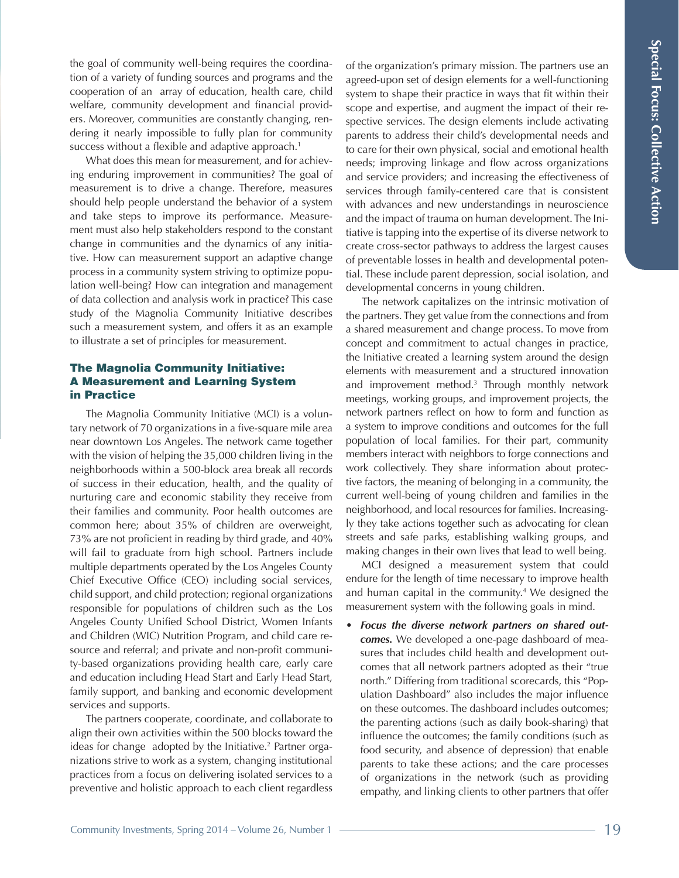the goal of community well-being requires the coordination of a variety of funding sources and programs and the cooperation of an array of education, health care, child welfare, community development and financial providers. Moreover, communities are constantly changing, rendering it nearly impossible to fully plan for community success without a flexible and adaptive approach.[1]

What does this mean for measurement, and for achieving enduring improvement in communities? The goal of measurement is to drive a change. Therefore, measures should help people understand the behavior of a system and take steps to improve its performance. Measurement must also help stakeholders respond to the constant change in communities and the dynamics of any initiative. How can measurement support an adaptive change process in a community system striving to optimize population well-being? How can integration and management of data collection and analysis work in practice? This case study of the Magnolia Community Initiative describes such a measurement system, and offers it as an example to illustrate a set of principles for measurement.

## The Magnolia Community Initiative: A Measurement and Learning System in Practice

The Magnolia Community Initiative (MCI) is a voluntary network of 70 organizations in a five-square mile area near downtown Los Angeles. The network came together with the vision of helping the 35,000 children living in the neighborhoods within a 500-block area break all records of success in their education, health, and the quality of nurturing care and economic stability they receive from their families and community. Poor health outcomes are common here; about 35% of children are overweight, 73% are not proficient in reading by third grade, and 40% will fail to graduate from high school. Partners include multiple departments operated by the Los Angeles County Chief Executive Office (CEO) including social services, child support, and child protection; regional organizations responsible for populations of children such as the Los Angeles County Unified School District, Women Infants and Children (WIC) Nutrition Program, and child care resource and referral; and private and non-profit community-based organizations providing health care, early care and education including Head Start and Early Head Start, family support, and banking and economic development services and supports.

The partners cooperate, coordinate, and collaborate to align their own activities within the 500 blocks toward the ideas for change adopted by the Initiative.[2] Partner organizations strive to work as a system, changing institutional practices from a focus on delivering isolated services to a preventive and holistic approach to each client regardless of the organization's primary mission. The partners use an agreed-upon set of design elements for a well-functioning system to shape their practice in ways that fit within their scope and expertise, and augment the impact of their respective services. The design elements include activating parents to address their child's developmental needs and to care for their own physical, social and emotional health needs; improving linkage and flow across organizations and service providers; and increasing the effectiveness of services through family-centered care that is consistent with advances and new understandings in neuroscience and the impact of trauma on human development. The Initiative is tapping into the expertise of its diverse network to create cross-sector pathways to address the largest causes of preventable losses in health and developmental potential. These include parent depression, social isolation, and developmental concerns in young children.

The network capitalizes on the intrinsic motivation of the partners. They get value from the connections and from a shared measurement and change process. To move from concept and commitment to actual changes in practice, the Initiative created a learning system around the design elements with measurement and a structured innovation and improvement method.[3] Through monthly network meetings, working groups, and improvement projects, the network partners reflect on how to form and function as a system to improve conditions and outcomes for the full population of local families. For their part, community members interact with neighbors to forge connections and work collectively. They share information about protective factors, the meaning of belonging in a community, the current well-being of young children and families in the neighborhood, and local resources for families. Increasingly they take actions together such as advocating for clean streets and safe parks, establishing walking groups, and making changes in their own lives that lead to well being.

MCI designed a measurement system that could endure for the length of time necessary to improve health and human capital in the community.[4] We designed the measurement system with the following goals in mind.

- ***Focus the diverse network partners on shared outcomes.*** We developed a one-page dashboard of measures that includes child health and development outcomes that all network partners adopted as their "true north." Differing from traditional scorecards, this "Population Dashboard" also includes the major influence on these outcomes. The dashboard includes outcomes; the parenting actions (such as daily book-sharing) that influence the outcomes; the family conditions (such as food security, and absence of depression) that enable parents to take these actions; and the care processes of organizations in the network (such as providing empathy, and linking clients to other partners that offer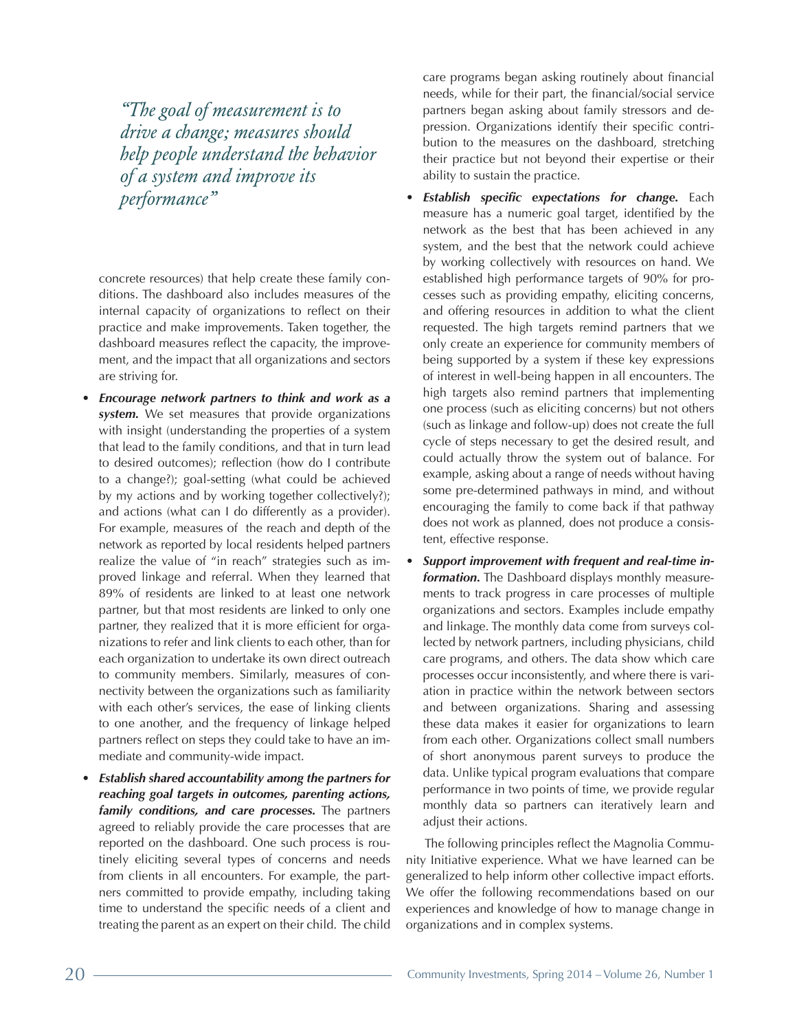*"The goal of measurement is to drive a change; measures should help people understand the behavior of a system and improve its performance"*

concrete resources) that help create these family conditions. The dashboard also includes measures of the internal capacity of organizations to reflect on their practice and make improvements. Taken together, the dashboard measures reflect the capacity, the improvement, and the impact that all organizations and sectors are striving for.

- ***Encourage network partners to think and work as a system.*** We set measures that provide organizations with insight (understanding the properties of a system that lead to the family conditions, and that in turn lead to desired outcomes); reflection (how do I contribute to a change?); goal-setting (what could be achieved by my actions and by working together collectively?); and actions (what can I do differently as a provider). For example, measures of the reach and depth of the network as reported by local residents helped partners realize the value of "in reach" strategies such as improved linkage and referral. When they learned that 89% of residents are linked to at least one network partner, but that most residents are linked to only one partner, they realized that it is more efficient for organizations to refer and link clients to each other, than for each organization to undertake its own direct outreach to community members. Similarly, measures of connectivity between the organizations such as familiarity with each other's services, the ease of linking clients to one another, and the frequency of linkage helped partners reflect on steps they could take to have an immediate and community-wide impact.
- ***Establish shared accountability among the partners for reaching goal targets in outcomes, parenting actions, family conditions, and care processes.*** The partners agreed to reliably provide the care processes that are reported on the dashboard. One such process is routinely eliciting several types of concerns and needs from clients in all encounters. For example, the partners committed to provide empathy, including taking time to understand the specific needs of a client and treating the parent as an expert on their child. The child care programs began asking routinely about financial needs, while for their part, the financial/social service partners began asking about family stressors and depression. Organizations identify their specific contribution to the measures on the dashboard, stretching their practice but not beyond their expertise or their ability to sustain the practice.
- ***Establish specific expectations for change.*** Each measure has a numeric goal target, identified by the network as the best that has been achieved in any system, and the best that the network could achieve by working collectively with resources on hand. We established high performance targets of 90% for processes such as providing empathy, eliciting concerns, and offering resources in addition to what the client requested. The high targets remind partners that we only create an experience for community members of being supported by a system if these key expressions of interest in well-being happen in all encounters. The high targets also remind partners that implementing one process (such as eliciting concerns) but not others (such as linkage and follow-up) does not create the full cycle of steps necessary to get the desired result, and could actually throw the system out of balance. For example, asking about a range of needs without having some pre-determined pathways in mind, and without encouraging the family to come back if that pathway does not work as planned, does not produce a consistent, effective response.
- ***Support improvement with frequent and real-time information.*** The Dashboard displays monthly measurements to track progress in care processes of multiple organizations and sectors. Examples include empathy and linkage. The monthly data come from surveys collected by network partners, including physicians, child care programs, and others. The data show which care processes occur inconsistently, and where there is variation in practice within the network between sectors and between organizations. Sharing and assessing these data makes it easier for organizations to learn from each other. Organizations collect small numbers of short anonymous parent surveys to produce the data. Unlike typical program evaluations that compare performance in two points of time, we provide regular monthly data so partners can iteratively learn and adjust their actions.

The following principles reflect the Magnolia Community Initiative experience. What we have learned can be generalized to help inform other collective impact efforts. We offer the following recommendations based on our experiences and knowledge of how to manage change in organizations and in complex systems.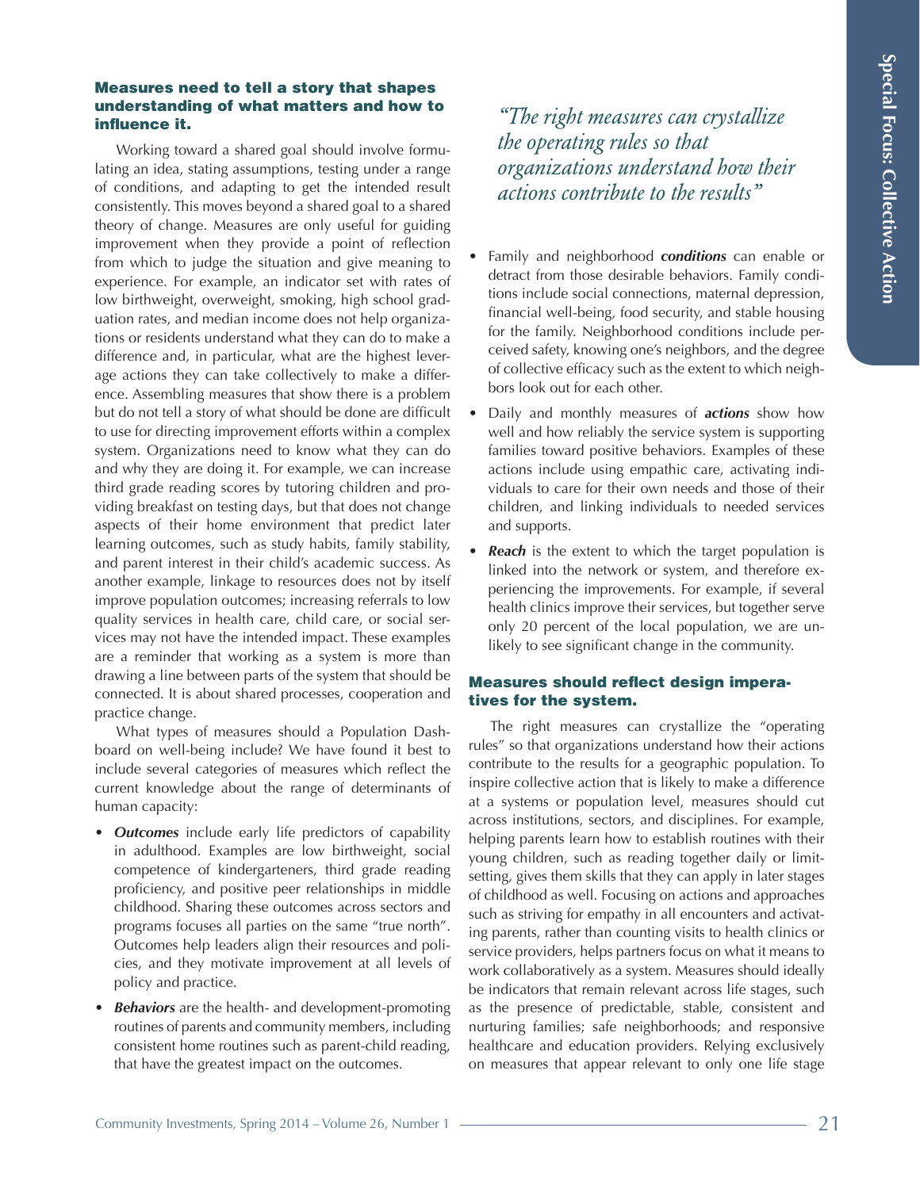### Measures need to tell a story that shapes understanding of what matters and how to influence it.

Working toward a shared goal should involve formulating an idea, stating assumptions, testing under a range of conditions, and adapting to get the intended result consistently. This moves beyond a shared goal to a shared theory of change. Measures are only useful for guiding improvement when they provide a point of reflection from which to judge the situation and give meaning to experience. For example, an indicator set with rates of low birthweight, overweight, smoking, high school graduation rates, and median income does not help organizations or residents understand what they can do to make a difference and, in particular, what are the highest leverage actions they can take collectively to make a difference. Assembling measures that show there is a problem but do not tell a story of what should be done are difficult to use for directing improvement efforts within a complex system. Organizations need to know what they can do and why they are doing it. For example, we can increase third grade reading scores by tutoring children and providing breakfast on testing days, but that does not change aspects of their home environment that predict later learning outcomes, such as study habits, family stability, and parent interest in their child's academic success. As another example, linkage to resources does not by itself improve population outcomes; increasing referrals to low quality services in health care, child care, or social services may not have the intended impact. These examples are a reminder that working as a system is more than drawing a line between parts of the system that should be connected. It is about shared processes, cooperation and practice change.

What types of measures should a Population Dashboard on well-being include? We have found it best to include several categories of measures which reflect the current knowledge about the range of determinants of human capacity:

- ***Outcomes*** include early life predictors of capability in adulthood. Examples are low birthweight, social competence of kindergarteners, third grade reading proficiency, and positive peer relationships in middle childhood. Sharing these outcomes across sectors and programs focuses all parties on the same "true north". Outcomes help leaders align their resources and policies, and they motivate improvement at all levels of policy and practice.
- ***Behaviors*** are the health- and development-promoting routines of parents and community members, including consistent home routines such as parent-child reading, that have the greatest impact on the outcomes.
- Family and neighborhood ***conditions*** can enable or detract from those desirable behaviors. Family conditions include social connections, maternal depression, financial well-being, food security, and stable housing for the family. Neighborhood conditions include perceived safety, knowing one's neighbors, and the degree of collective efficacy such as the extent to which neighbors look out for each other.
- Daily and monthly measures of ***actions*** show how well and how reliably the service system is supporting families toward positive behaviors. Examples of these actions include using empathic care, activating individuals to care for their own needs and those of their children, and linking individuals to needed services and supports.
- ***Reach*** is the extent to which the target population is linked into the network or system, and therefore experiencing the improvements. For example, if several health clinics improve their services, but together serve only 20 percent of the local population, we are unlikely to see significant change in the community.

*"The right measures can crystallize the operating rules so that organizations understand how their actions contribute to the results"*

### Measures should reflect design imperatives for the system.

The right measures can crystallize the "operating rules" so that organizations understand how their actions contribute to the results for a geographic population. To inspire collective action that is likely to make a difference at a systems or population level, measures should cut across institutions, sectors, and disciplines. For example, helping parents learn how to establish routines with their young children, such as reading together daily or limit-setting, gives them skills that they can apply in later stages of childhood as well. Focusing on actions and approaches such as striving for empathy in all encounters and activating parents, rather than counting visits to health clinics or service providers, helps partners focus on what it means to work collaboratively as a system. Measures should ideally be indicators that remain relevant across life stages, such as the presence of predictable, stable, consistent and nurturing families; safe neighborhoods; and responsive healthcare and education providers. Relying exclusively on measures that appear relevant to only one life stage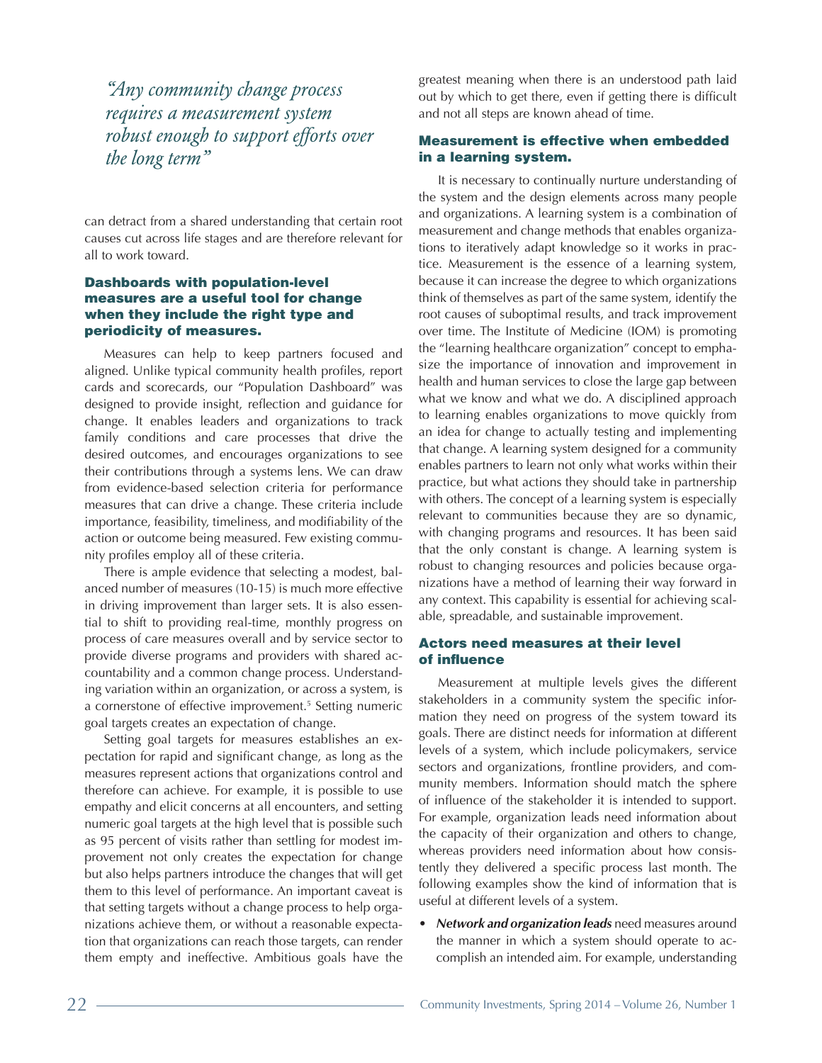*"Any community change process requires a measurement system robust enough to support efforts over the long term"*

can detract from a shared understanding that certain root causes cut across life stages and are therefore relevant for all to work toward.

### Dashboards with population-level measures are a useful tool for change when they include the right type and periodicity of measures.

Measures can help to keep partners focused and aligned. Unlike typical community health profiles, report cards and scorecards, our "Population Dashboard" was designed to provide insight, reflection and guidance for change. It enables leaders and organizations to track family conditions and care processes that drive the desired outcomes, and encourages organizations to see their contributions through a systems lens. We can draw from evidence-based selection criteria for performance measures that can drive a change. These criteria include importance, feasibility, timeliness, and modifiability of the action or outcome being measured. Few existing community profiles employ all of these criteria.

There is ample evidence that selecting a modest, balanced number of measures (10-15) is much more effective in driving improvement than larger sets. It is also essential to shift to providing real-time, monthly progress on process of care measures overall and by service sector to provide diverse programs and providers with shared accountability and a common change process. Understanding variation within an organization, or across a system, is a cornerstone of effective improvement.[5] Setting numeric goal targets creates an expectation of change.

Setting goal targets for measures establishes an expectation for rapid and significant change, as long as the measures represent actions that organizations control and therefore can achieve. For example, it is possible to use empathy and elicit concerns at all encounters, and setting numeric goal targets at the high level that is possible such as 95 percent of visits rather than settling for modest improvement not only creates the expectation for change but also helps partners introduce the changes that will get them to this level of performance. An important caveat is that setting targets without a change process to help organizations achieve them, or without a reasonable expectation that organizations can reach those targets, can render them empty and ineffective. Ambitious goals have the greatest meaning when there is an understood path laid out by which to get there, even if getting there is difficult and not all steps are known ahead of time.

### Measurement is effective when embedded in a learning system.

It is necessary to continually nurture understanding of the system and the design elements across many people and organizations. A learning system is a combination of measurement and change methods that enables organizations to iteratively adapt knowledge so it works in practice. Measurement is the essence of a learning system, because it can increase the degree to which organizations think of themselves as part of the same system, identify the root causes of suboptimal results, and track improvement over time. The Institute of Medicine (IOM) is promoting the "learning healthcare organization" concept to emphasize the importance of innovation and improvement in health and human services to close the large gap between what we know and what we do. A disciplined approach to learning enables organizations to move quickly from an idea for change to actually testing and implementing that change. A learning system designed for a community enables partners to learn not only what works within their practice, but what actions they should take in partnership with others. The concept of a learning system is especially relevant to communities because they are so dynamic, with changing programs and resources. It has been said that the only constant is change. A learning system is robust to changing resources and policies because organizations have a method of learning their way forward in any context. This capability is essential for achieving scalable, spreadable, and sustainable improvement.

### Actors need measures at their level of influence

Measurement at multiple levels gives the different stakeholders in a community system the specific information they need on progress of the system toward its goals. There are distinct needs for information at different levels of a system, which include policymakers, service sectors and organizations, frontline providers, and community members. Information should match the sphere of influence of the stakeholder it is intended to support. For example, organization leads need information about the capacity of their organization and others to change, whereas providers need information about how consistently they delivered a specific process last month. The following examples show the kind of information that is useful at different levels of a system.

- ***Network and organization leads*** need measures around the manner in which a system should operate to accomplish an intended aim. For example, understanding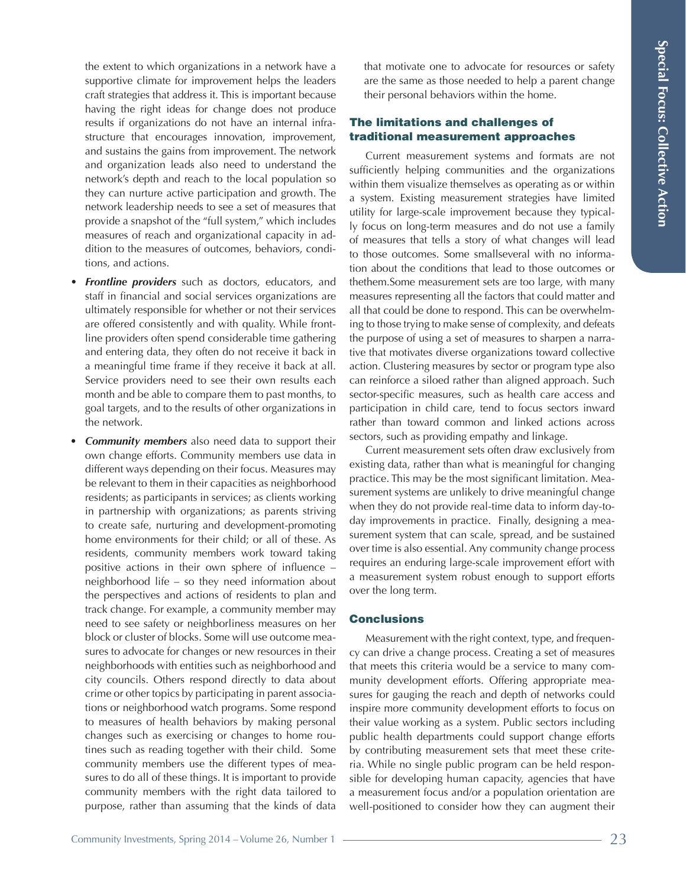the extent to which organizations in a network have a supportive climate for improvement helps the leaders craft strategies that address it. This is important because having the right ideas for change does not produce results if organizations do not have an internal infrastructure that encourages innovation, improvement, and sustains the gains from improvement. The network and organization leads also need to understand the network's depth and reach to the local population so they can nurture active participation and growth. The network leadership needs to see a set of measures that provide a snapshot of the "full system," which includes measures of reach and organizational capacity in addition to the measures of outcomes, behaviors, conditions, and actions.

- ***Frontline providers*** such as doctors, educators, and staff in financial and social services organizations are ultimately responsible for whether or not their services are offered consistently and with quality. While frontline providers often spend considerable time gathering and entering data, they often do not receive it back in a meaningful time frame if they receive it back at all. Service providers need to see their own results each month and be able to compare them to past months, to goal targets, and to the results of other organizations in the network.
- ***Community members*** also need data to support their own change efforts. Community members use data in different ways depending on their focus. Measures may be relevant to them in their capacities as neighborhood residents; as participants in services; as clients working in partnership with organizations; as parents striving to create safe, nurturing and development-promoting home environments for their child; or all of these. As residents, community members work toward taking positive actions in their own sphere of influence – neighborhood life – so they need information about the perspectives and actions of residents to plan and track change. For example, a community member may need to see safety or neighborliness measures on her block or cluster of blocks. Some will use outcome measures to advocate for changes or new resources in their neighborhoods with entities such as neighborhood and city councils. Others respond directly to data about crime or other topics by participating in parent associations or neighborhood watch programs. Some respond to measures of health behaviors by making personal changes such as exercising or changes to home routines such as reading together with their child. Some community members use the different types of measures to do all of these things. It is important to provide community members with the right data tailored to purpose, rather than assuming that the kinds of data that motivate one to advocate for resources or safety are the same as those needed to help a parent change their personal behaviors within the home.

## The limitations and challenges of traditional measurement approaches

Current measurement systems and formats are not sufficiently helping communities and the organizations within them visualize themselves as operating as or within a system. Existing measurement strategies have limited utility for large-scale improvement because they typically focus on long-term measures and do not use a family of measures that tells a story of what changes will lead to those outcomes. Some smallseveral with no information about the conditions that lead to those outcomes or thethem.Some measurement sets are too large, with many measures representing all the factors that could matter and all that could be done to respond. This can be overwhelming to those trying to make sense of complexity, and defeats the purpose of using a set of measures to sharpen a narrative that motivates diverse organizations toward collective action. Clustering measures by sector or program type also can reinforce a siloed rather than aligned approach. Such sector-specific measures, such as health care access and participation in child care, tend to focus sectors inward rather than toward common and linked actions across sectors, such as providing empathy and linkage.

Current measurement sets often draw exclusively from existing data, rather than what is meaningful for changing practice. This may be the most significant limitation. Measurement systems are unlikely to drive meaningful change when they do not provide real-time data to inform day-to-day improvements in practice. Finally, designing a measurement system that can scale, spread, and be sustained over time is also essential. Any community change process requires an enduring large-scale improvement effort with a measurement system robust enough to support efforts over the long term.

## Conclusions

Measurement with the right context, type, and frequency can drive a change process. Creating a set of measures that meets this criteria would be a service to many community development efforts. Offering appropriate measures for gauging the reach and depth of networks could inspire more community development efforts to focus on their value working as a system. Public sectors including public health departments could support change efforts by contributing measurement sets that meet these criteria. While no single public program can be held responsible for developing human capacity, agencies that have a measurement focus and/or a population orientation are well-positioned to consider how they can augment their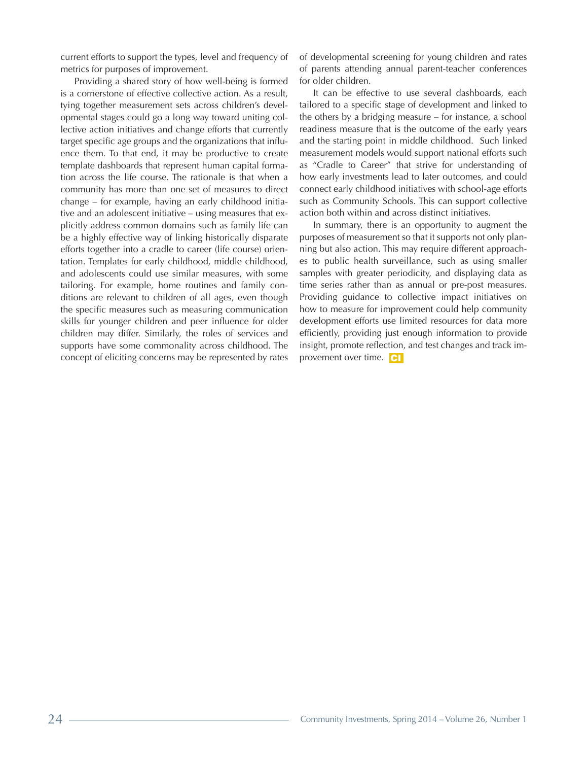current efforts to support the types, level and frequency of metrics for purposes of improvement.

Providing a shared story of how well-being is formed is a cornerstone of effective collective action. As a result, tying together measurement sets across children's developmental stages could go a long way toward uniting collective action initiatives and change efforts that currently target specific age groups and the organizations that influence them. To that end, it may be productive to create template dashboards that represent human capital formation across the life course. The rationale is that when a community has more than one set of measures to direct change – for example, having an early childhood initiative and an adolescent initiative – using measures that explicitly address common domains such as family life can be a highly effective way of linking historically disparate efforts together into a cradle to career (life course) orientation. Templates for early childhood, middle childhood, and adolescents could use similar measures, with some tailoring. For example, home routines and family conditions are relevant to children of all ages, even though the specific measures such as measuring communication skills for younger children and peer influence for older children may differ. Similarly, the roles of services and supports have some commonality across childhood. The concept of eliciting concerns may be represented by rates of developmental screening for young children and rates of parents attending annual parent-teacher conferences for older children.

It can be effective to use several dashboards, each tailored to a specific stage of development and linked to the others by a bridging measure – for instance, a school readiness measure that is the outcome of the early years and the starting point in middle childhood. Such linked measurement models would support national efforts such as "Cradle to Career" that strive for understanding of how early investments lead to later outcomes, and could connect early childhood initiatives with school-age efforts such as Community Schools. This can support collective action both within and across distinct initiatives.

In summary, there is an opportunity to augment the purposes of measurement so that it supports not only planning but also action. This may require different approaches to public health surveillance, such as using smaller samples with greater periodicity, and displaying data as time series rather than as annual or pre-post measures. Providing guidance to collective impact initiatives on how to measure for improvement could help community development efforts use limited resources for data more efficiently, providing just enough information to provide insight, promote reflection, and test changes and track improvement over time.